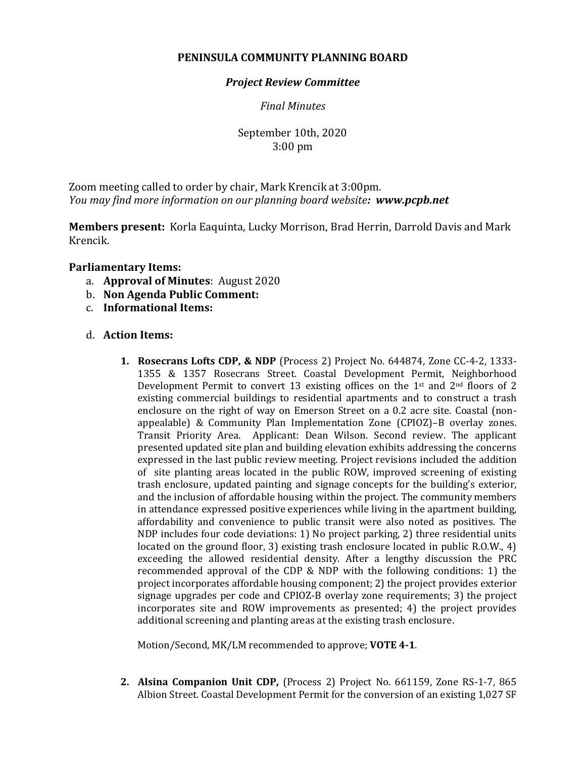**PENINSULA COMMUNITY PLANNING BOARD**

***Project Review Committee***

*Final Minutes*

September 10th, 2020
3:00 pm

Zoom meeting called to order by chair, Mark Krencik at 3:00pm.
*You may find more information on our planning board website**: www.pcpb.net***

**Members present:** Korla Eaquinta, Lucky Morrison, Brad Herrin, Darrold Davis and Mark Krencik.

**Parliamentary Items:**

a. **Approval of Minutes**: August 2020
b. **Non Agenda Public Comment:**
c. **Informational Items:**

d. **Action Items:**

1. **Rosecrans Lofts CDP, & NDP** (Process 2) Project No. 644874, Zone CC-4-2, 1333-1355 & 1357 Rosecrans Street. Coastal Development Permit, Neighborhood Development Permit to convert 13 existing offices on the 1st and 2nd floors of 2 existing commercial buildings to residential apartments and to construct a trash enclosure on the right of way on Emerson Street on a 0.2 acre site. Coastal (non-appealable) & Community Plan Implementation Zone (CPIOZ)–B overlay zones. Transit Priority Area. Applicant: Dean Wilson. Second review. The applicant presented updated site plan and building elevation exhibits addressing the concerns expressed in the last public review meeting. Project revisions included the addition of site planting areas located in the public ROW, improved screening of existing trash enclosure, updated painting and signage concepts for the building's exterior, and the inclusion of affordable housing within the project. The community members in attendance expressed positive experiences while living in the apartment building, affordability and convenience to public transit were also noted as positives. The NDP includes four code deviations: 1) No project parking, 2) three residential units located on the ground floor, 3) existing trash enclosure located in public R.O.W., 4) exceeding the allowed residential density. After a lengthy discussion the PRC recommended approval of the CDP & NDP with the following conditions: 1) the project incorporates affordable housing component; 2) the project provides exterior signage upgrades per code and CPIOZ-B overlay zone requirements; 3) the project incorporates site and ROW improvements as presented; 4) the project provides additional screening and planting areas at the existing trash enclosure.

   Motion/Second, MK/LM recommended to approve; **VOTE 4-1**.

2. **Alsina Companion Unit CDP,** (Process 2) Project No. 661159, Zone RS-1-7, 865 Albion Street. Coastal Development Permit for the conversion of an existing 1,027 SF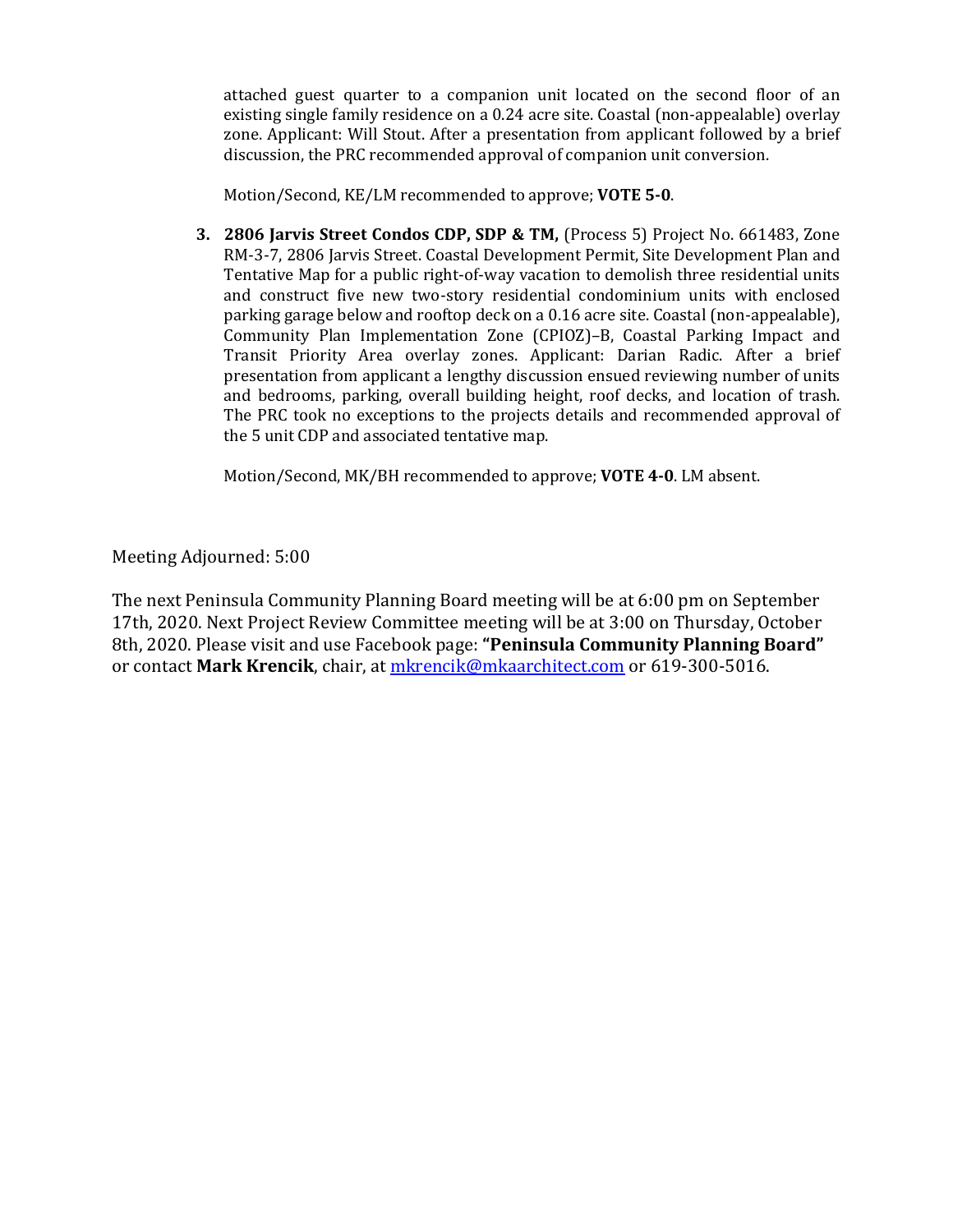attached guest quarter to a companion unit located on the second floor of an existing single family residence on a 0.24 acre site. Coastal (non-appealable) overlay zone. Applicant: Will Stout. After a presentation from applicant followed by a brief discussion, the PRC recommended approval of companion unit conversion.

Motion/Second, KE/LM recommended to approve; **VOTE 5-0**.

3. **2806 Jarvis Street Condos CDP, SDP & TM,** (Process 5) Project No. 661483, Zone RM-3-7, 2806 Jarvis Street. Coastal Development Permit, Site Development Plan and Tentative Map for a public right-of-way vacation to demolish three residential units and construct five new two-story residential condominium units with enclosed parking garage below and rooftop deck on a 0.16 acre site. Coastal (non-appealable), Community Plan Implementation Zone (CPIOZ)–B, Coastal Parking Impact and Transit Priority Area overlay zones. Applicant: Darian Radic. After a brief presentation from applicant a lengthy discussion ensued reviewing number of units and bedrooms, parking, overall building height, roof decks, and location of trash. The PRC took no exceptions to the projects details and recommended approval of the 5 unit CDP and associated tentative map.

   Motion/Second, MK/BH recommended to approve; **VOTE 4-0**. LM absent.

Meeting Adjourned: 5:00

The next Peninsula Community Planning Board meeting will be at 6:00 pm on September 17th, 2020. Next Project Review Committee meeting will be at 3:00 on Thursday, October 8th, 2020. Please visit and use Facebook page: **"Peninsula Community Planning Board"** or contact **Mark Krencik**, chair, at mkrencik@mkaarchitect.com or 619-300-5016.